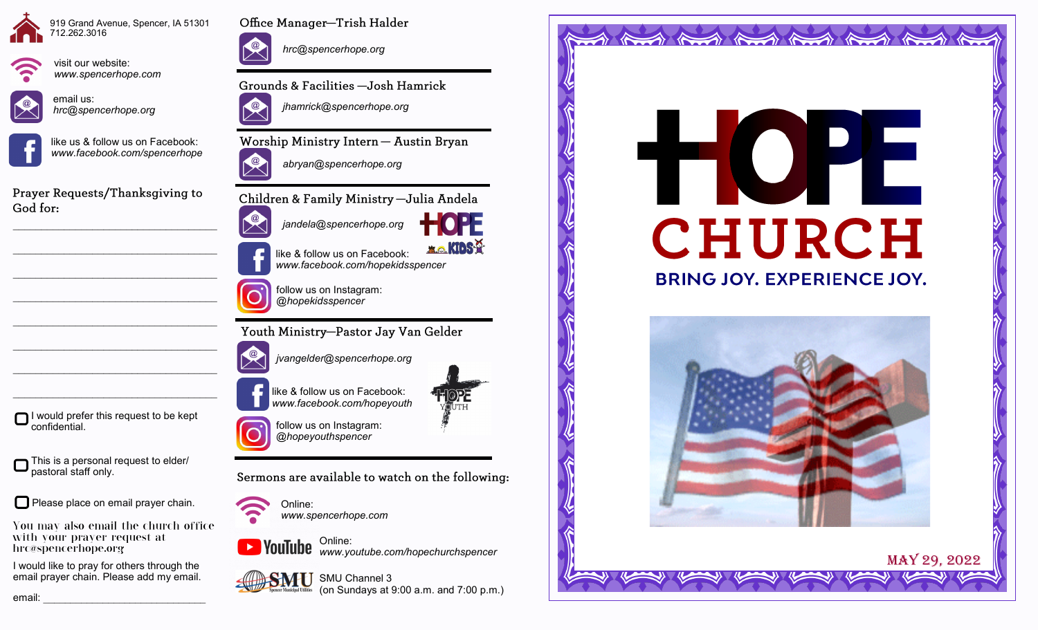919 Grand Avenue, Spencer, IA 51301
712.262.3016

visit our website:
*www.spencerhope.com*

email us:
*hrc@spencerhope.org*

like us & follow us on Facebook:
*www.facebook.com/spencerhope*

## Prayer Requests/Thanksgiving to God for:

________________________________________

________________________________________

________________________________________

________________________________________

________________________________________

________________________________________

________________________________________

________________________________________

☐ I would prefer this request to be kept confidential.

☐ This is a personal request to elder/pastoral staff only.

☐ Please place on email prayer chain.

You may also email the church office with your prayer request at hrc@spencerhope.org

I would like to pray for others through the email prayer chain. Please add my email.

email: ______________________________

## Office Manager—Trish Halder

*hrc@spencerhope.org*

## Grounds & Facilities —Josh Hamrick

*jhamrick@spencerhope.org*

## Worship Ministry Intern— Austin Bryan

*abryan@spencerhope.org*

## Children & Family Ministry —Julia Andela

*jandela@spencerhope.org*

HOPE KIDS

like & follow us on Facebook:
*www.facebook.com/hopekidsspencer*

follow us on Instagram:
*@hopekidsspencer*

## Youth Ministry—Pastor Jay Van Gelder

*jvangelder@spencerhope.org*

like & follow us on Facebook:
*www.facebook.com/hopeyouth*

HOPE YOUTH

follow us on Instagram:
*@hopeyouthspencer*

## Sermons are available to watch on the following:

Online:
*www.spencerhope.com*

YouTube
Online:
*www.youtube.com/hopechurchspencer*

SMU Spencer Municipal Utilities
SMU Channel 3
(on Sundays at 9:00 a.m. and 7:00 p.m.)

# HOPE CHURCH

**BRING JOY. EXPERIENCE JOY.**

MAY 29, 2022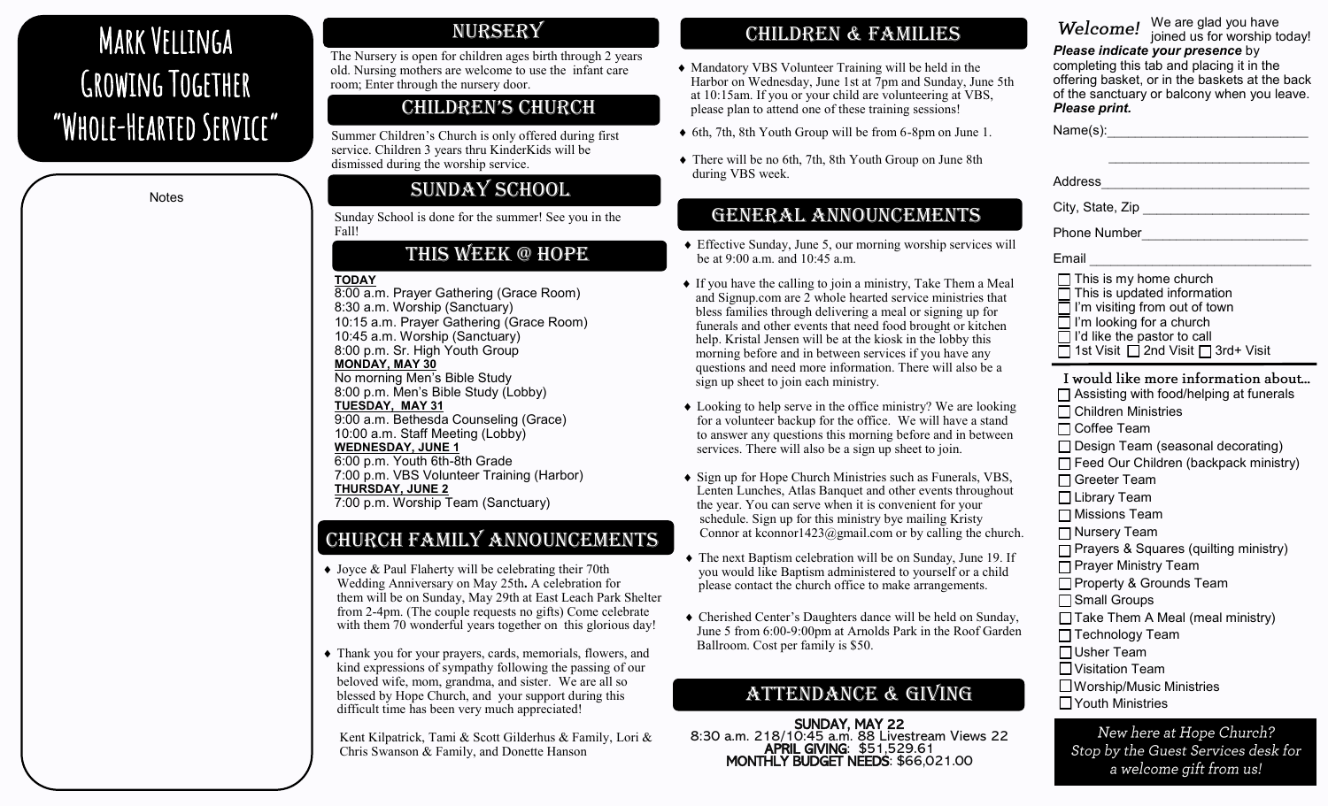# Mark Vellinga
# Growing Together
# "Whole-Hearted Service"

Notes

## NURSERY

The Nursery is open for children ages birth through 2 years old. Nursing mothers are welcome to use the infant care room; Enter through the nursery door.

## CHILDREN'S CHURCH

Summer Children's Church is only offered during first service. Children 3 years thru KinderKids will be dismissed during the worship service.

## SUNDAY SCHOOL

Sunday School is done for the summer! See you in the Fall!

## THIS WEEK @ HOPE

**TODAY**
8:00 a.m. Prayer Gathering (Grace Room)
8:30 a.m. Worship (Sanctuary)
10:15 a.m. Prayer Gathering (Grace Room)
10:45 a.m. Worship (Sanctuary)
8:00 p.m. Sr. High Youth Group

**MONDAY, MAY 30**
No morning Men's Bible Study
8:00 p.m. Men's Bible Study (Lobby)

**TUESDAY, MAY 31**
9:00 a.m. Bethesda Counseling (Grace)
10:00 a.m. Staff Meeting (Lobby)

**WEDNESDAY, JUNE 1**
6:00 p.m. Youth 6th-8th Grade
7:00 p.m. VBS Volunteer Training (Harbor)

**THURSDAY, JUNE 2**
7:00 p.m. Worship Team (Sanctuary)

## CHURCH FAMILY ANNOUNCEMENTS

- Joyce & Paul Flaherty will be celebrating their 70th Wedding Anniversary on May 25th**.** A celebration for them will be on Sunday, May 29th at East Leach Park Shelter from 2-4pm. (The couple requests no gifts) Come celebrate with them 70 wonderful years together on this glorious day!
- Thank you for your prayers, cards, memorials, flowers, and kind expressions of sympathy following the passing of our beloved wife, mom, grandma, and sister. We are all so blessed by Hope Church, and your support during this difficult time has been very much appreciated!

  Kent Kilpatrick, Tami & Scott Gilderhus & Family, Lori & Chris Swanson & Family, and Donette Hanson

## CHILDREN & FAMILIES

- Mandatory VBS Volunteer Training will be held in the Harbor on Wednesday, June 1st at 7pm and Sunday, June 5th at 10:15am. If you or your child are volunteering at VBS, please plan to attend one of these training sessions!
- 6th, 7th, 8th Youth Group will be from 6-8pm on June 1.
- There will be no 6th, 7th, 8th Youth Group on June 8th during VBS week.

## GENERAL ANNOUNCEMENTS

- Effective Sunday, June 5, our morning worship services will be at 9:00 a.m. and 10:45 a.m.
- If you have the calling to join a ministry, Take Them a Meal and Signup.com are 2 whole hearted service ministries that bless families through delivering a meal or signing up for funerals and other events that need food brought or kitchen help. Kristal Jensen will be at the kiosk in the lobby this morning before and in between services if you have any questions and need more information. There will also be a sign up sheet to join each ministry.
- Looking to help serve in the office ministry? We are looking for a volunteer backup for the office. We will have a stand to answer any questions this morning before and in between services. There will also be a sign up sheet to join.
- Sign up for Hope Church Ministries such as Funerals, VBS, Lenten Lunches, Atlas Banquet and other events throughout the year. You can serve when it is convenient for your schedule. Sign up for this ministry bye mailing Kristy Connor at kconnor1423@gmail.com or by calling the church.
- The next Baptism celebration will be on Sunday, June 19. If you would like Baptism administered to yourself or a child please contact the church office to make arrangements.
- Cherished Center's Daughters dance will be held on Sunday, June 5 from 6:00-9:00pm at Arnolds Park in the Roof Garden Ballroom. Cost per family is $50.

## ATTENDANCE & GIVING

**SUNDAY, MAY 22**
8:30 a.m. 218/10:45 a.m. 88 Livestream Views 22
**APRIL GIVING**: $51,529.61
**MONTHLY BUDGET NEEDS**: $66,021.00

## *Welcome!*

We are glad you have joined us for worship today!

***Please indicate your presence*** by completing this tab and placing it in the offering basket, or in the baskets at the back of the sanctuary or balcony when you leave. ***Please print.***

Name(s):____________________________
____________________________

Address____________________________

City, State, Zip ______________________

Phone Number______________________

Email ______________________________

- ☐ This is my home church
- ☐ This is updated information
- ☐ I'm visiting from out of town
- ☐ I'm looking for a church
- ☐ I'd like the pastor to call
- ☐ 1st Visit ☐ 2nd Visit ☐ 3rd+ Visit

**I would like more information about...**

- ☐ Assisting with food/helping at funerals
- ☐ Children Ministries
- ☐ Coffee Team
- ☐ Design Team (seasonal decorating)
- ☐ Feed Our Children (backpack ministry)
- ☐ Greeter Team
- ☐ Library Team
- ☐ Missions Team
- ☐ Nursery Team
- ☐ Prayers & Squares (quilting ministry)
- ☐ Prayer Ministry Team
- ☐ Property & Grounds Team
- ☐ Small Groups
- ☐ Take Them A Meal (meal ministry)
- ☐ Technology Team
- ☐ Usher Team
- ☐ Visitation Team
- ☐ Worship/Music Ministries
- ☐ Youth Ministries

*New here at Hope Church? Stop by the Guest Services desk for a welcome gift from us!*